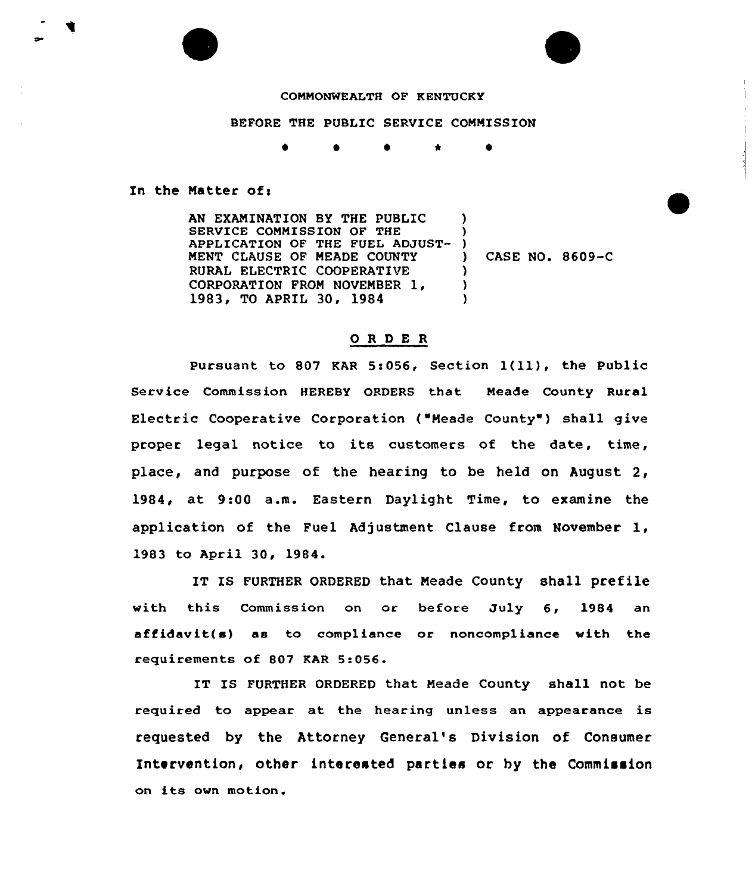COMMONWEALTH OF KENTUCKY

BEFORE THE PUBLIC SERVICE COMMISSION

\* \* \* \* \*

In the Matter of:

| | |
|---|---|
| AN EXAMINATION BY THE PUBLIC SERVICE COMMISSION OF THE APPLICATION OF THE FUEL ADJUSTMENT CLAUSE OF MEADE COUNTY RURAL ELECTRIC COOPERATIVE CORPORATION FROM NOVEMBER 1, 1983, TO APRIL 30, 1984 | CASE NO. 8609-C |

## O R D E R

Pursuant to 807 KAR 5:056, Section 1(11), the Public Service Commission HEREBY ORDERS that Meade County Rural Electric Cooperative Corporation ("Meade County") shall give proper legal notice to its customers of the date, time, place, and purpose of the hearing to be held on August 2, 1984, at 9:00 a.m. Eastern Daylight Time, to examine the application of the Fuel Adjustment Clause from November 1, 1983 to April 30, 1984.

IT IS FURTHER ORDERED that Meade County shall prefile with this Commission on or before July 6, 1984 an affidavit(s) as to compliance or noncompliance with the requirements of 807 KAR 5:056.

IT IS FURTHER ORDERED that Meade County shall not be required to appear at the hearing unless an appearance is requested by the Attorney General's Division of Consumer Intervention, other interested parties or by the Commission on its own motion.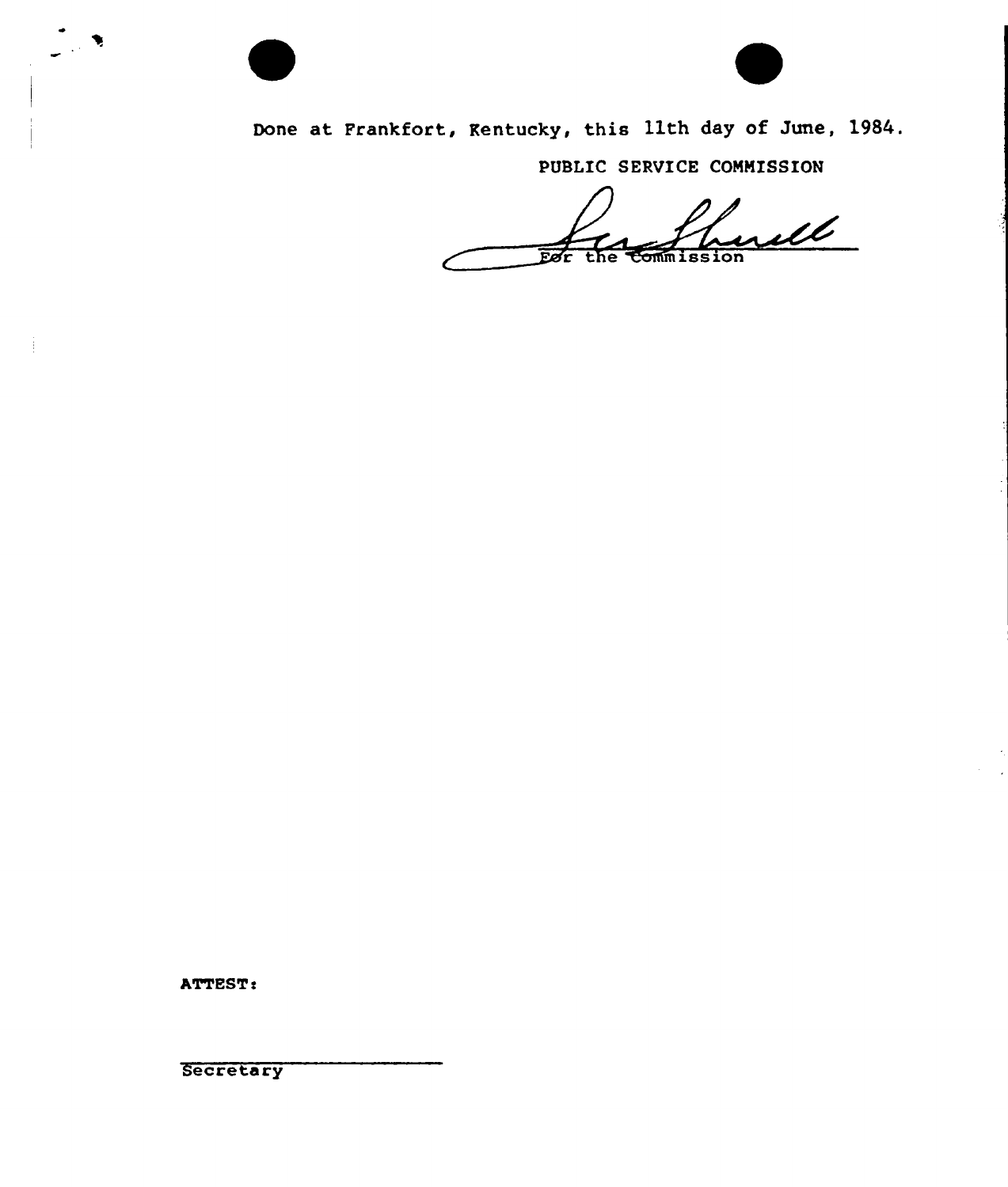Done at Frankfort, Kentucky, this 11th day of June, 1984.

PUBLIC SERVICE COMMISSION

For the Commission

ATTEST:

Secretary